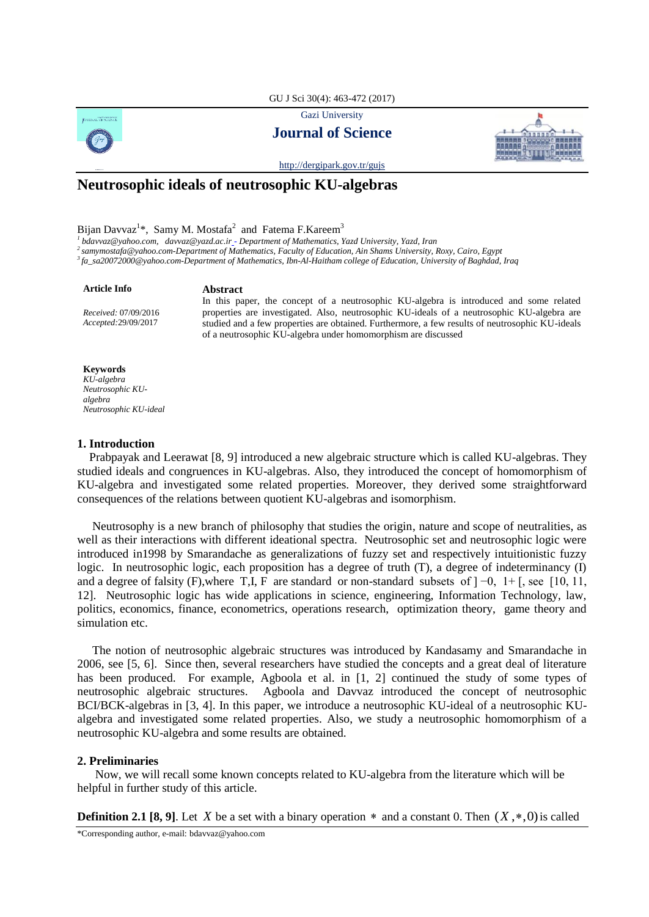Gazi University

**Journal of Science**

http://dergipark.gov.tr/gujs

# Neutrosophic ideals of neutrosophic KU-algebras

Bijan Davvaz[1]*, Samy M. Mostafa[2] and Fatema F.Kareem[3]

[1] *bdavvaz@yahoo.com, davvaz@yazd.ac.ir - Department of Mathematics, Yazd University, Yazd, Iran*
[2] *samymostafa@yahoo.com-Department of Mathematics, Faculty of Education, Ain Shams University, Roxy, Cairo, Egypt*
[3] *fa_sa20072000@yahoo.com-Department of Mathematics, Ibn-Al-Haitham college of Education, University of Baghdad, Iraq*

**Article Info**

*Received:* 07/09/2016
*Accepted:* 29/09/2017

**Abstract**

In this paper, the concept of a neutrosophic KU-algebra is introduced and some related properties are investigated. Also, neutrosophic KU-ideals of a neutrosophic KU-algebra are studied and a few properties are obtained. Furthermore, a few results of neutrosophic KU-ideals of a neutrosophic KU-algebra under homomorphism are discussed

**Keywords**

*KU-algebra*
*Neutrosophic KU-algebra*
*Neutrosophic KU-ideal*

## 1. Introduction

Prabpayak and Leerawat [8, 9] introduced a new algebraic structure which is called KU-algebras. They studied ideals and congruences in KU-algebras. Also, they introduced the concept of homomorphism of KU-algebra and investigated some related properties. Moreover, they derived some straightforward consequences of the relations between quotient KU-algebras and isomorphism.

Neutrosophy is a new branch of philosophy that studies the origin, nature and scope of neutralities, as well as their interactions with different ideational spectra. Neutrosophic set and neutrosophic logic were introduced in1998 by Smarandache as generalizations of fuzzy set and respectively intuitionistic fuzzy logic. In neutrosophic logic, each proposition has a degree of truth (T), a degree of indeterminancy (I) and a degree of falsity (F),where T,I, F are standard or non-standard subsets of $]-0,\ 1+[$, see [10, 11, 12]. Neutrosophic logic has wide applications in science, engineering, Information Technology, law, politics, economics, finance, econometrics, operations research, optimization theory, game theory and simulation etc.

The notion of neutrosophic algebraic structures was introduced by Kandasamy and Smarandache in 2006, see [5, 6]. Since then, several researchers have studied the concepts and a great deal of literature has been produced. For example, Agboola et al. in [1, 2] continued the study of some types of neutrosophic algebraic structures. Agboola and Davvaz introduced the concept of neutrosophic BCI/BCK-algebras in [3, 4]. In this paper, we introduce a neutrosophic KU-ideal of a neutrosophic KU-algebra and investigated some related properties. Also, we study a neutrosophic homomorphism of a neutrosophic KU-algebra and some results are obtained.

## 2. Preliminaries

Now, we will recall some known concepts related to KU-algebra from the literature which will be helpful in further study of this article.

**Definition 2.1 [8, 9]**. Let $X$ be a set with a binary operation $*$ and a constant 0. Then $(X,*,0)$ is called

*Corresponding author, e-mail: bdavvaz@yahoo.com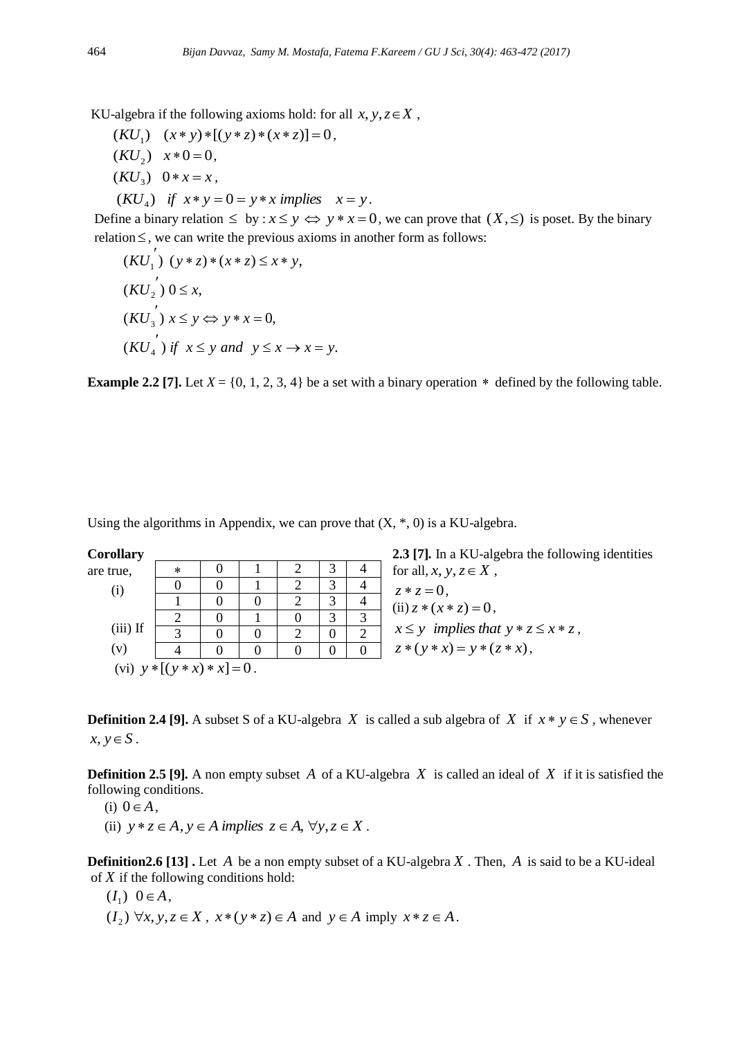KU-algebra if the following axioms hold: for all $x, y, z \in X$ ,

$(KU_1)$ $(x * y) * [(y * z) * (x * z)] = 0$,

$(KU_2)$ $x * 0 = 0$,

$(KU_3)$ $0 * x = x$,

$(KU_4)$ *if* $x * y = 0 = y * x$ *implies* $x = y$.

Define a binary relation $\leq$ by : $x \leq y \Leftrightarrow y * x = 0$, we can prove that $(X, \leq)$ is poset. By the binary relation$\leq$, we can write the previous axioms in another form as follows:

$(KU_1^{'})$ $(y * z) * (x * z) \leq x * y,$

$(KU_2^{'})$ $0 \leq x,$

$(KU_3^{'})$ $x \leq y \Leftrightarrow y * x = 0,$

$(KU_4^{'})$ *if* $x \leq y$ *and* $y \leq x \to x = y.$

**Example 2.2 [7].** Let $X = \{0, 1, 2, 3, 4\}$ be a set with a binary operation $*$ defined by the following table.

| $*$ | 0 | 1 | 2 | 3 | 4 |
|---|---|---|---|---|---|
| 0 | 0 | 1 | 2 | 3 | 4 |
| 1 | 0 | 0 | 2 | 3 | 4 |
| 2 | 0 | 1 | 0 | 3 | 3 |
| 3 | 0 | 0 | 2 | 0 | 2 |
| 4 | 0 | 0 | 0 | 0 | 0 |

Using the algorithms in Appendix, we can prove that (X, *, 0) is a KU-algebra.

**Corollary 2.3 [7].** In a KU-algebra the following identities are true, for all, $x, y, z \in X$ ,

(i) $z * z = 0$,

(ii) $z * (x * z) = 0$,

(iii) If $x \leq y$ *implies that* $y * z \leq x * z$ ,

(v) $z * (y * x) = y * (z * x)$,

(vi) $y * [(y * x) * x] = 0$ .

**Definition 2.4 [9].** A subset S of a KU-algebra $X$ is called a sub algebra of $X$ if $x * y \in S$ , whenever $x, y \in S$ .

**Definition 2.5 [9].** A non empty subset $A$ of a KU-algebra $X$ is called an ideal of $X$ if it is satisfied the following conditions.

(i) $0 \in A$,

(ii) $y * z \in A, y \in A$ *implies* $z \in A, \forall y, z \in X$ .

**Definition2.6 [13] .** Let $A$ be a non empty subset of a KU-algebra $X$ . Then, $A$ is said to be a KU-ideal of $X$ if the following conditions hold:

$(I_1)$ $0 \in A$,

$(I_2)$ $\forall x, y, z \in X$ , $x * (y * z) \in A$ and $y \in A$ imply $x * z \in A$.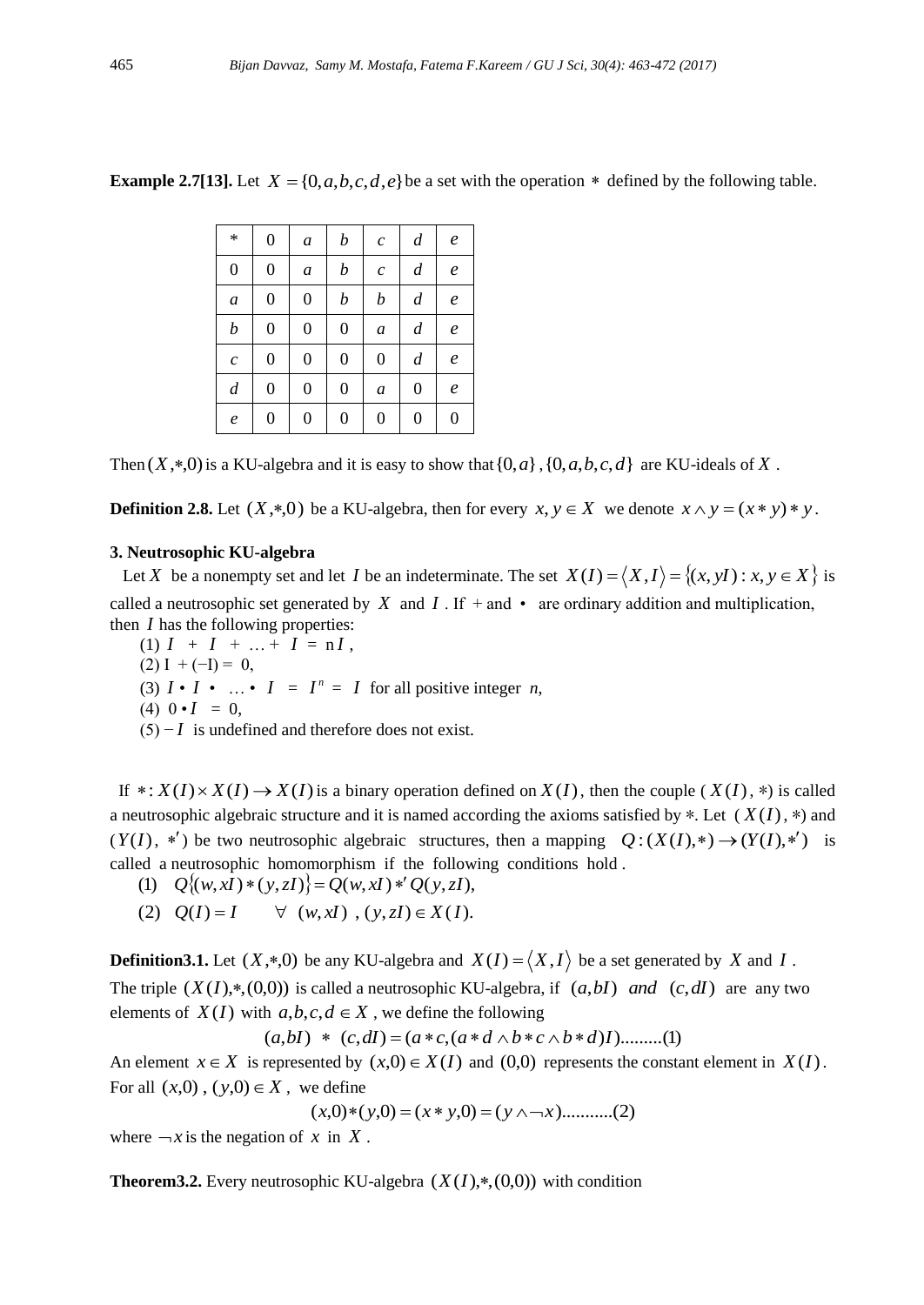**Example 2.7[13].** Let $X = \{0, a, b, c, d, e\}$ be a set with the operation $*$ defined by the following table.

| $*$ | 0 | $a$ | $b$ | $c$ | $d$ | $e$ |
|---|---|---|---|---|---|---|
| 0 | 0 | $a$ | $b$ | $c$ | $d$ | $e$ |
| $a$ | 0 | 0 | $b$ | $b$ | $d$ | $e$ |
| $b$ | 0 | 0 | 0 | $a$ | $d$ | $e$ |
| $c$ | 0 | 0 | 0 | 0 | $d$ | $e$ |
| $d$ | 0 | 0 | 0 | $a$ | 0 | $e$ |
| $e$ | 0 | 0 | 0 | 0 | 0 | 0 |

Then $(X,*,0)$ is a KU-algebra and it is easy to show that $\{0,a\}$, $\{0,a,b,c,d\}$ are KU-ideals of $X$.

**Definition 2.8.** Let $(X,*,0)$ be a KU-algebra, then for every $x, y \in X$ we denote $x \wedge y = (x * y) * y$.

**3. Neutrosophic KU-algebra**

Let $X$ be a nonempty set and let $I$ be an indeterminate. The set $X(I) = \langle X, I \rangle = \{(x, yI) : x, y \in X\}$ is called a neutrosophic set generated by $X$ and $I$. If $+$ and $\bullet$ are ordinary addition and multiplication, then $I$ has the following properties:

(1) $I + I + \ldots + I = nI$,
(2) $I + (-I) = 0$,
(3) $I \bullet I \bullet \ldots \bullet I = I^n = I$ for all positive integer $n$,
(4) $0 \bullet I = 0$,
(5) $-I$ is undefined and therefore does not exist.

If $* : X(I) \times X(I) \to X(I)$ is a binary operation defined on $X(I)$, then the couple $(X(I), *)$ is called a neutrosophic algebraic structure and it is named according the axioms satisfied by $*$. Let $(X(I), *)$ and $(Y(I), *')$ be two neutrosophic algebraic structures, then a mapping $Q : (X(I),*) \to (Y(I),*')$ is called a neutrosophic homomorphism if the following conditions hold.

(1) $Q\{(w, xI) * (y, zI)\} = Q(w, xI) *' Q(y, zI)$,
(2) $Q(I) = I \quad \forall \ (w, xI), (y, zI) \in X(I)$.

**Definition3.1.** Let $(X,*,0)$ be any KU-algebra and $X(I) = \langle X, I \rangle$ be a set generated by $X$ and $I$. The triple $(X(I),*,(0,0))$ is called a neutrosophic KU-algebra, if $(a,bI)$ *and* $(c,dI)$ are any two elements of $X(I)$ with $a,b,c,d \in X$, we define the following

$$(a,bI) * (c,dI) = (a*c, (a*d \wedge b*c \wedge b*d)I) \text{.........(1)}$$

An element $x \in X$ is represented by $(x,0) \in X(I)$ and $(0,0)$ represents the constant element in $X(I)$. For all $(x,0)$, $(y,0) \in X$, we define

$$(x,0)*(y,0) = (x*y,0) = (y \wedge \neg x) \text{...........(2)}$$

where $\neg x$ is the negation of $x$ in $X$.

**Theorem3.2.** Every neutrosophic KU-algebra $(X(I),*,(0,0))$ with condition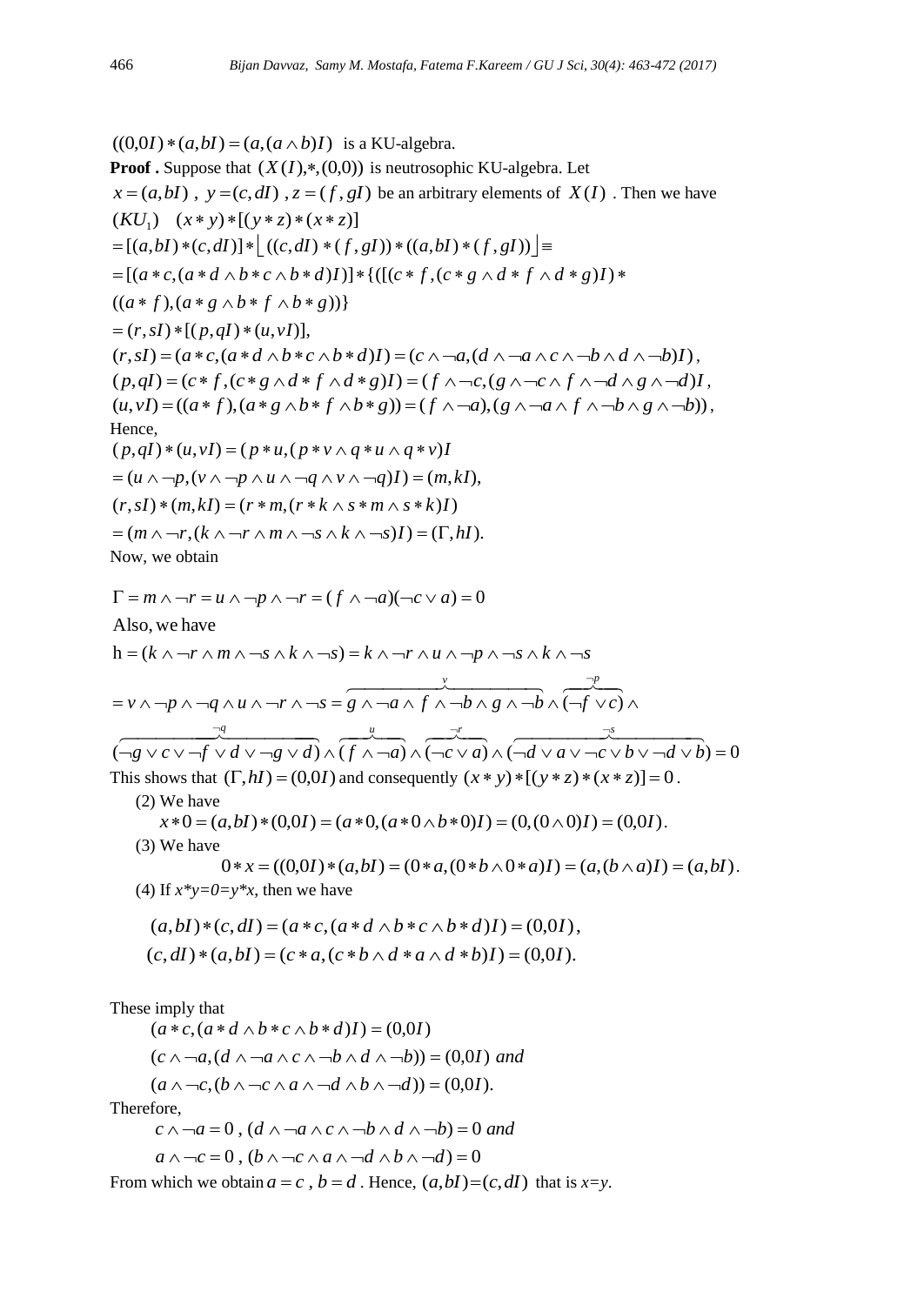$((0,0I)*(a,bI)=(a,(a \wedge b)I)$ is a KU-algebra.

**Proof .** Suppose that $(X(I),*,(0,0))$ is neutrosophic KU-algebra. Let $x=(a,bI)$ , $y=(c,dI)$ , $z=(f,gI)$ be an arbitrary elements of $X(I)$ . Then we have

$(KU_1)$ $\quad (x*y)*[(y*z)*(x*z)]$

$=[(a,bI)*(c,dI)]*\lfloor ((c,dI)*(f,gI))*((a,bI)*(f,gI)) \rfloor \equiv$

$=[(a*c,(a*d \wedge b*c \wedge b*d)I)]*\{([(c*f,(c*g \wedge d*f \wedge d*g)I)*$

$((a*f),(a*g \wedge b*f \wedge b*g))\}$

$=(r,sI)*[(p,qI)*(u,vI)],$

$(r,sI)=(a*c,(a*d \wedge b*c \wedge b*d)I)=(c \wedge \neg a,(d \wedge \neg a \wedge c \wedge \neg b \wedge d \wedge \neg b)I)$,

$(p,qI)=(c*f,(c*g \wedge d*f \wedge d*g)I)=(f \wedge \neg c,(g \wedge \neg c \wedge f \wedge \neg d \wedge g \wedge \neg d)I$,

$(u,vI)=((a*f),(a*g \wedge b*f \wedge b*g))=(f \wedge \neg a),(g \wedge \neg a \wedge f \wedge \neg b \wedge g \wedge \neg b))$,

Hence,

$(p,qI)*(u,vI)=(p*u,(p*v \wedge q*u \wedge q*v)I$

$=(u \wedge \neg p,(v \wedge \neg p \wedge u \wedge \neg q \wedge v \wedge \neg q)I)=(m,kI),$

$(r,sI)*(m,kI)=(r*m,(r*k \wedge s*m \wedge s*k)I)$

$=(m \wedge \neg r,(k \wedge \neg r \wedge m \wedge \neg s \wedge k \wedge \neg s)I)=(\Gamma,hI).$

Now, we obtain

$$\Gamma=m \wedge \neg r=u \wedge \neg p \wedge \neg r=(f \wedge \neg a)(\neg c \vee a)=0$$

Also, we have

$$\mathrm{h}=(k \wedge \neg r \wedge m \wedge \neg s \wedge k \wedge \neg s)=k \wedge \neg r \wedge u \wedge \neg p \wedge \neg s \wedge k \wedge \neg s$$

$$=v \wedge \neg p \wedge \neg q \wedge u \wedge \neg r \wedge \neg s=\overbrace{g \wedge \neg a \wedge f \wedge \neg b \wedge g \wedge \neg b}^{v} \wedge \overbrace{(\neg f \vee c)}^{\neg p} \wedge$$

$$\overbrace{(\neg g \vee c \vee \neg f \vee d \vee \neg g \vee d)}^{\neg q} \wedge \overbrace{(f \wedge \neg a)}^{u} \wedge \overbrace{(\neg c \vee a)}^{\neg r} \wedge \overbrace{(\neg d \vee a \vee \neg c \vee b \vee \neg d \vee b)}^{\neg s}=0$$

This shows that $(\Gamma,hI)=(0,0I)$ and consequently $(x*y)*[(y*z)*(x*z)]=0$ .

(2) We have

$$x*0=(a,bI)*(0,0I)=(a*0,(a*0 \wedge b*0)I)=(0,(0 \wedge 0)I)=(0,0I).$$

(3) We have

$$0*x=((0,0I)*(a,bI)=(0*a,(0*b \wedge 0*a)I)=(a,(b \wedge a)I)=(a,bI).$$

(4) If $x*y=0=y*x$, then we have

$$(a,bI)*(c,dI)=(a*c,(a*d \wedge b*c \wedge b*d)I)=(0,0I),$$
$$(c,dI)*(a,bI)=(c*a,(c*b \wedge d*a \wedge d*b)I)=(0,0I).$$

These imply that

$$(a*c,(a*d \wedge b*c \wedge b*d)I)=(0,0I)$$
$$(c \wedge \neg a,(d \wedge \neg a \wedge c \wedge \neg b \wedge d \wedge \neg b))=(0,0I) \text{ and}$$
$$(a \wedge \neg c,(b \wedge \neg c \wedge a \wedge \neg d \wedge b \wedge \neg d))=(0,0I).$$

Therefore,

$$c \wedge \neg a=0 \text{ , } (d \wedge \neg a \wedge c \wedge \neg b \wedge d \wedge \neg b)=0 \text{ and}$$
$$a \wedge \neg c=0 \text{ , } (b \wedge \neg c \wedge a \wedge \neg d \wedge b \wedge \neg d)=0$$

From which we obtain $a=c$ , $b=d$ . Hence, $(a,bI)=(c,dI)$ that is $x=y$.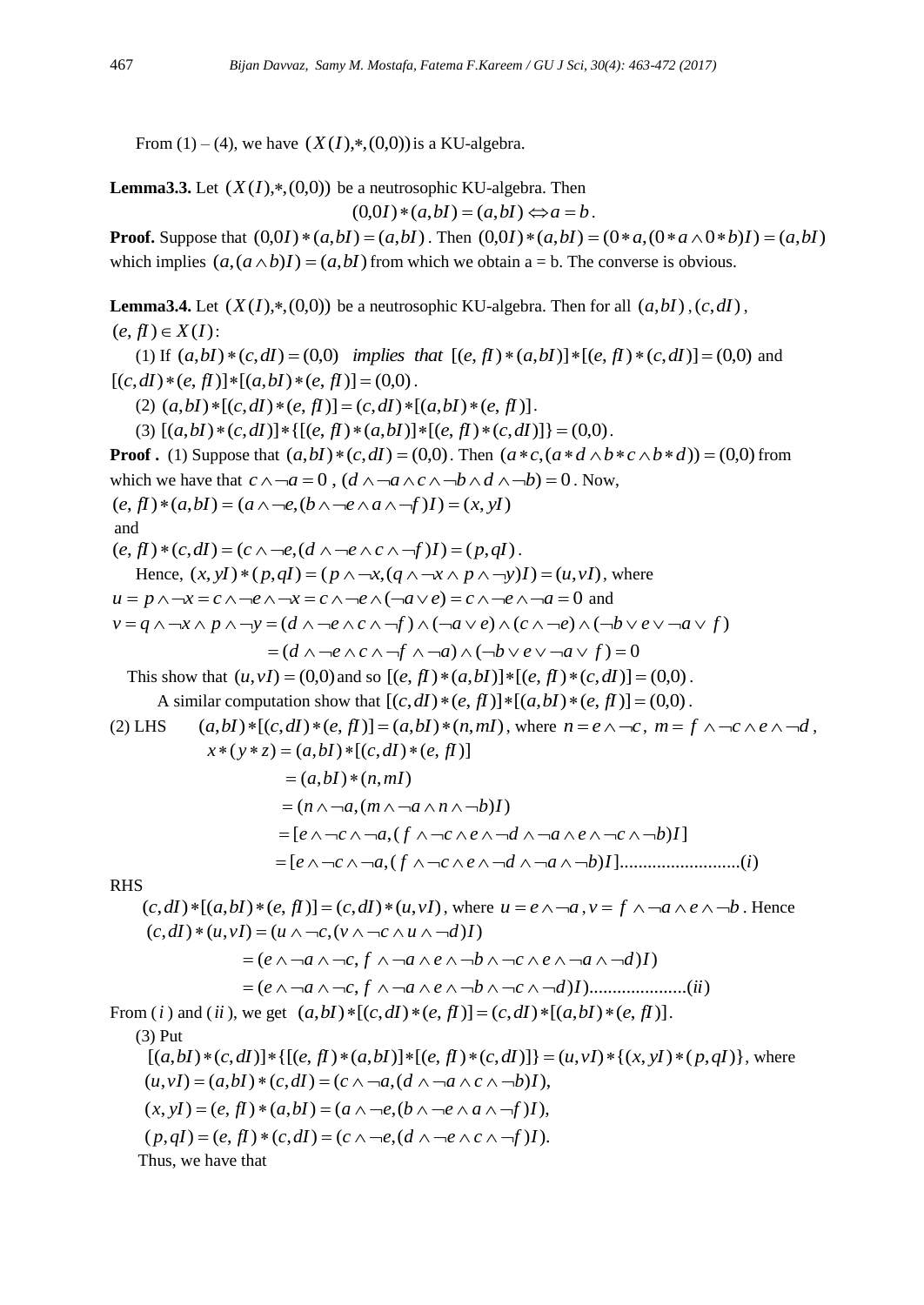From (1) – (4), we have $(X(I),*,(0,0))$ is a KU-algebra.

**Lemma3.3.** Let $(X(I),*,(0,0))$ be a neutrosophic KU-algebra. Then

$$(0,0I)*(a,bI)=(a,bI)\Leftrightarrow a=b.$$

**Proof.** Suppose that $(0,0I)*(a,bI)=(a,bI)$. Then $(0,0I)*(a,bI)=(0*a,(0*a\wedge 0*b)I)=(a,bI)$ which implies $(a,(a\wedge b)I)=(a,bI)$ from which we obtain a = b. The converse is obvious.

**Lemma3.4.** Let $(X(I),*,(0,0))$ be a neutrosophic KU-algebra. Then for all $(a,bI)$, $(c,dI)$, $(e,fI)\in X(I)$:

(1) If $(a,bI)*(c,dI)=(0,0)$ *implies that* $[(e,fI)*(a,bI)]*[(e,fI)*(c,dI)]=(0,0)$ and $[(c,dI)*(e,fI)]*[(a,bI)*(e,fI)]=(0,0)$.

(2) $(a,bI)*[(c,dI)*(e,fI)]=(c,dI)*[(a,bI)*(e,fI)]$.

(3) $[(a,bI)*(c,dI)]*\{[(e,fI)*(a,bI)]*[(e,fI)*(c,dI)]\}=(0,0)$.

**Proof .** (1) Suppose that $(a,bI)*(c,dI)=(0,0)$. Then $(a*c,(a*d\wedge b*c\wedge b*d))=(0,0)$ from which we have that $c\wedge\neg a=0$, $(d\wedge\neg a\wedge c\wedge\neg b\wedge d\wedge\neg b)=0$. Now,

$(e,fI)*(a,bI)=(a\wedge\neg e,(b\wedge\neg e\wedge a\wedge\neg f)I)=(x,yI)$

and

$(e,fI)*(c,dI)=(c\wedge\neg e,(d\wedge\neg e\wedge c\wedge\neg f)I)=(p,qI)$.

Hence, $(x,yI)*(p,qI)=(p\wedge\neg x,(q\wedge\neg x\wedge p\wedge\neg y)I)=(u,vI)$, where

$u=p\wedge\neg x=c\wedge\neg e\wedge\neg x=c\wedge\neg e\wedge(\neg a\vee e)=c\wedge\neg e\wedge\neg a=0$ and

$$v=q\wedge\neg x\wedge p\wedge\neg y=(d\wedge\neg e\wedge c\wedge\neg f)\wedge(\neg a\vee e)\wedge(c\wedge\neg e)\wedge(\neg b\vee e\vee\neg a\vee f)$$
$$=(d\wedge\neg e\wedge c\wedge\neg f\wedge\neg a)\wedge(\neg b\vee e\vee\neg a\vee f)=0$$

This show that $(u,vI)=(0,0)$ and so $[(e,fI)*(a,bI)]*[(e,fI)*(c,dI)]=(0,0)$.

A similar computation show that $[(c,dI)*(e,fI)]*[(a,bI)*(e,fI)]=(0,0)$.

(2) LHS $\quad(a,bI)*[(c,dI)*(e,fI)]=(a,bI)*(n,mI)$, where $n=e\wedge\neg c$, $m=f\wedge\neg c\wedge e\wedge\neg d$,

$$x*(y*z)=(a,bI)*[(c,dI)*(e,fI)]$$
$$=(a,bI)*(n,mI)$$
$$=(n\wedge\neg a,(m\wedge\neg a\wedge n\wedge\neg b)I)$$
$$=[e\wedge\neg c\wedge\neg a,(f\wedge\neg c\wedge e\wedge\neg d\wedge\neg a\wedge e\wedge\neg c\wedge\neg b)I]$$
$$=[e\wedge\neg c\wedge\neg a,(f\wedge\neg c\wedge e\wedge\neg d\wedge\neg a\wedge\neg b)I]..........................(i)$$

RHS

$(c,dI)*[(a,bI)*(e,fI)]=(c,dI)*(u,vI)$, where $u=e\wedge\neg a$, $v=f\wedge\neg a\wedge e\wedge\neg b$. Hence

$$(c,dI)*(u,vI)=(u\wedge\neg c,(v\wedge\neg c\wedge u\wedge\neg d)I)$$
$$=(e\wedge\neg a\wedge\neg c,f\wedge\neg a\wedge e\wedge\neg b\wedge\neg c\wedge e\wedge\neg a\wedge\neg d)I)$$
$$=(e\wedge\neg a\wedge\neg c,f\wedge\neg a\wedge e\wedge\neg b\wedge\neg c\wedge\neg d)I).....................(ii)$$

From $(i)$ and $(ii)$, we get $(a,bI)*[(c,dI)*(e,fI)]=(c,dI)*[(a,bI)*(e,fI)]$.

(3) Put

$[(a,bI)*(c,dI)]*\{[(e,fI)*(a,bI)]*[(e,fI)*(c,dI)]\}=(u,vI)*\{(x,yI)*(p,qI)\}$, where

$$(u,vI)=(a,bI)*(c,dI)=(c\wedge\neg a,(d\wedge\neg a\wedge c\wedge\neg b)I),$$
$$(x,yI)=(e,fI)*(a,bI)=(a\wedge\neg e,(b\wedge\neg e\wedge a\wedge\neg f)I),$$
$$(p,qI)=(e,fI)*(c,dI)=(c\wedge\neg e,(d\wedge\neg e\wedge c\wedge\neg f)I).$$

Thus, we have that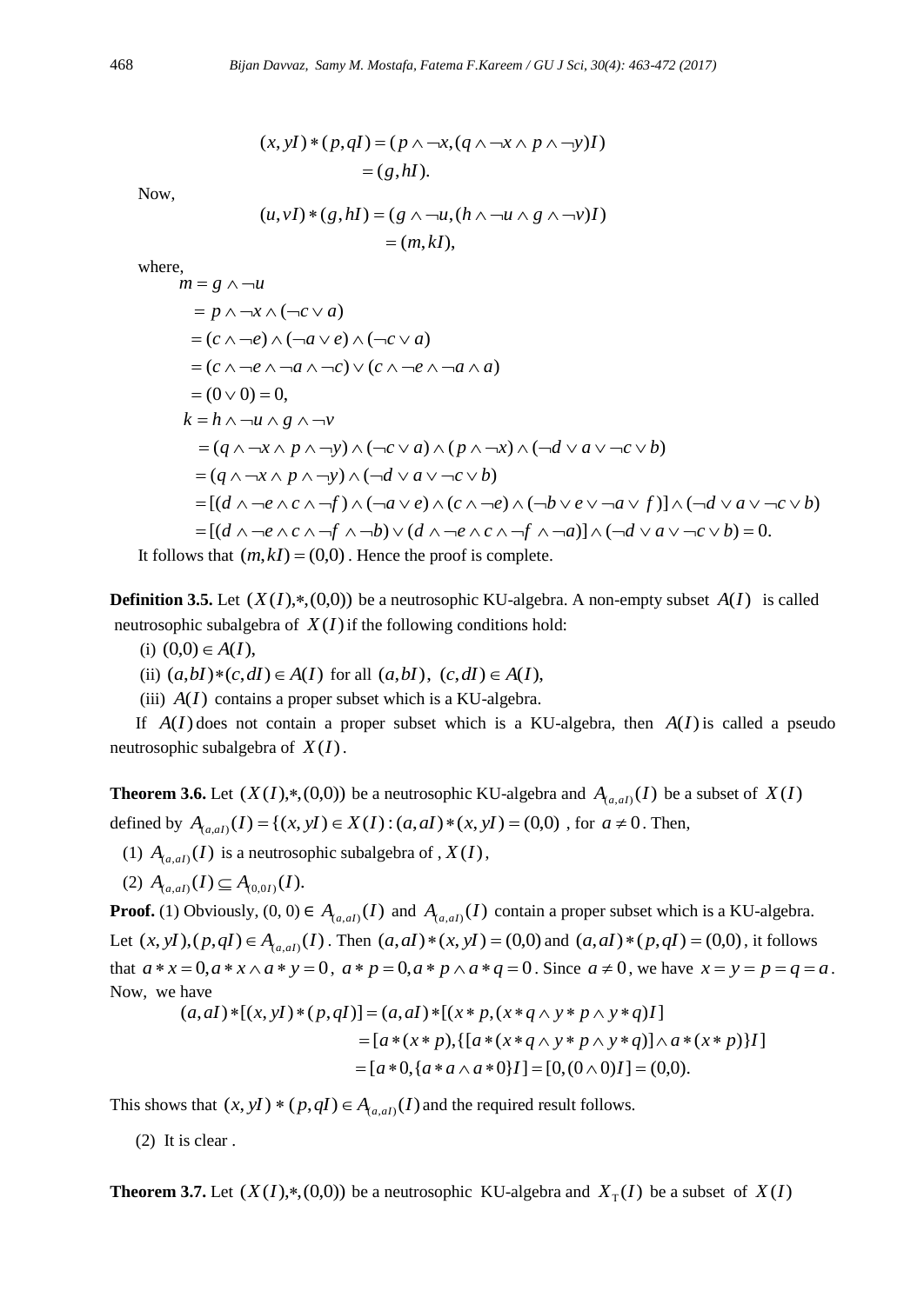$$(x, yI) * (p, qI) = (p \wedge \neg x, (q \wedge \neg x \wedge p \wedge \neg y)I)$$
$$= (g, hI).$$

Now,

$$(u, vI) * (g, hI) = (g \wedge \neg u, (h \wedge \neg u \wedge g \wedge \neg v)I)$$
$$= (m, kI),$$

where,

$$
\begin{aligned}
m &= g \wedge \neg u \\
&= p \wedge \neg x \wedge (\neg c \vee a) \\
&= (c \wedge \neg e) \wedge (\neg a \vee e) \wedge (\neg c \vee a) \\
&= (c \wedge \neg e \wedge \neg a \wedge \neg c) \vee (c \wedge \neg e \wedge \neg a \wedge a) \\
&= (0 \vee 0) = 0, \\
k &= h \wedge \neg u \wedge g \wedge \neg v \\
&= (q \wedge \neg x \wedge p \wedge \neg y) \wedge (\neg c \vee a) \wedge (p \wedge \neg x) \wedge (\neg d \vee a \vee \neg c \vee b) \\
&= (q \wedge \neg x \wedge p \wedge \neg y) \wedge (\neg d \vee a \vee \neg c \vee b) \\
&= [(d \wedge \neg e \wedge c \wedge \neg f) \wedge (\neg a \vee e) \wedge (c \wedge \neg e) \wedge (\neg b \vee e \vee \neg a \vee f)] \wedge (\neg d \vee a \vee \neg c \vee b) \\
&= [(d \wedge \neg e \wedge c \wedge \neg f \wedge \neg b) \vee (d \wedge \neg e \wedge c \wedge \neg f \wedge \neg a)] \wedge (\neg d \vee a \vee \neg c \vee b) = 0.
\end{aligned}
$$

It follows that $(m, kI) = (0,0)$. Hence the proof is complete.

**Definition 3.5.** Let $(X(I), *, (0,0))$ be a neutrosophic KU-algebra. A non-empty subset $A(I)$ is called neutrosophic subalgebra of $X(I)$ if the following conditions hold:

(i) $(0,0) \in A(I)$,

(ii) $(a, bI) * (c, dI) \in A(I)$ for all $(a, bI), (c, dI) \in A(I)$,

(iii) $A(I)$ contains a proper subset which is a KU-algebra.

If $A(I)$ does not contain a proper subset which is a KU-algebra, then $A(I)$ is called a pseudo neutrosophic subalgebra of $X(I)$.

**Theorem 3.6.** Let $(X(I), *, (0,0))$ be a neutrosophic KU-algebra and $A_{(a,aI)}(I)$ be a subset of $X(I)$ defined by $A_{(a,aI)}(I) = \{(x, yI) \in X(I) : (a, aI) * (x, yI) = (0,0)$ , for $a \neq 0$. Then,

(1) $A_{(a,aI)}(I)$ is a neutrosophic subalgebra of , $X(I)$,

(2) $A_{(a,aI)}(I) \subseteq A_{(0,0I)}(I)$.

**Proof.** (1) Obviously, $(0, 0) \in A_{(a,aI)}(I)$ and $A_{(a,aI)}(I)$ contain a proper subset which is a KU-algebra. Let $(x, yI), (p, qI) \in A_{(a,aI)}(I)$. Then $(a, aI) * (x, yI) = (0,0)$ and $(a, aI) * (p, qI) = (0,0)$, it follows that $a * x = 0, a * x \wedge a * y = 0$, $a * p = 0, a * p \wedge a * q = 0$. Since $a \neq 0$, we have $x = y = p = q = a$. Now, we have

$$
\begin{aligned}
(a, aI) * [(x, yI) * (p, qI)] &= (a, aI) * [(x * p, (x * q \wedge y * p \wedge y * q)I] \\
&= [a * (x * p), \{[a * (x * q \wedge y * p \wedge y * q)] \wedge a * (x * p)\}I] \\
&= [a * 0, \{a * a \wedge a * 0\}I] = [0, (0 \wedge 0)I] = (0,0).
\end{aligned}
$$

This shows that $(x, yI) * (p, qI) \in A_{(a,aI)}(I)$ and the required result follows.

(2) It is clear .

**Theorem 3.7.** Let $(X(I), *, (0,0))$ be a neutrosophic KU-algebra and $X_{\mathrm{T}}(I)$ be a subset of $X(I)$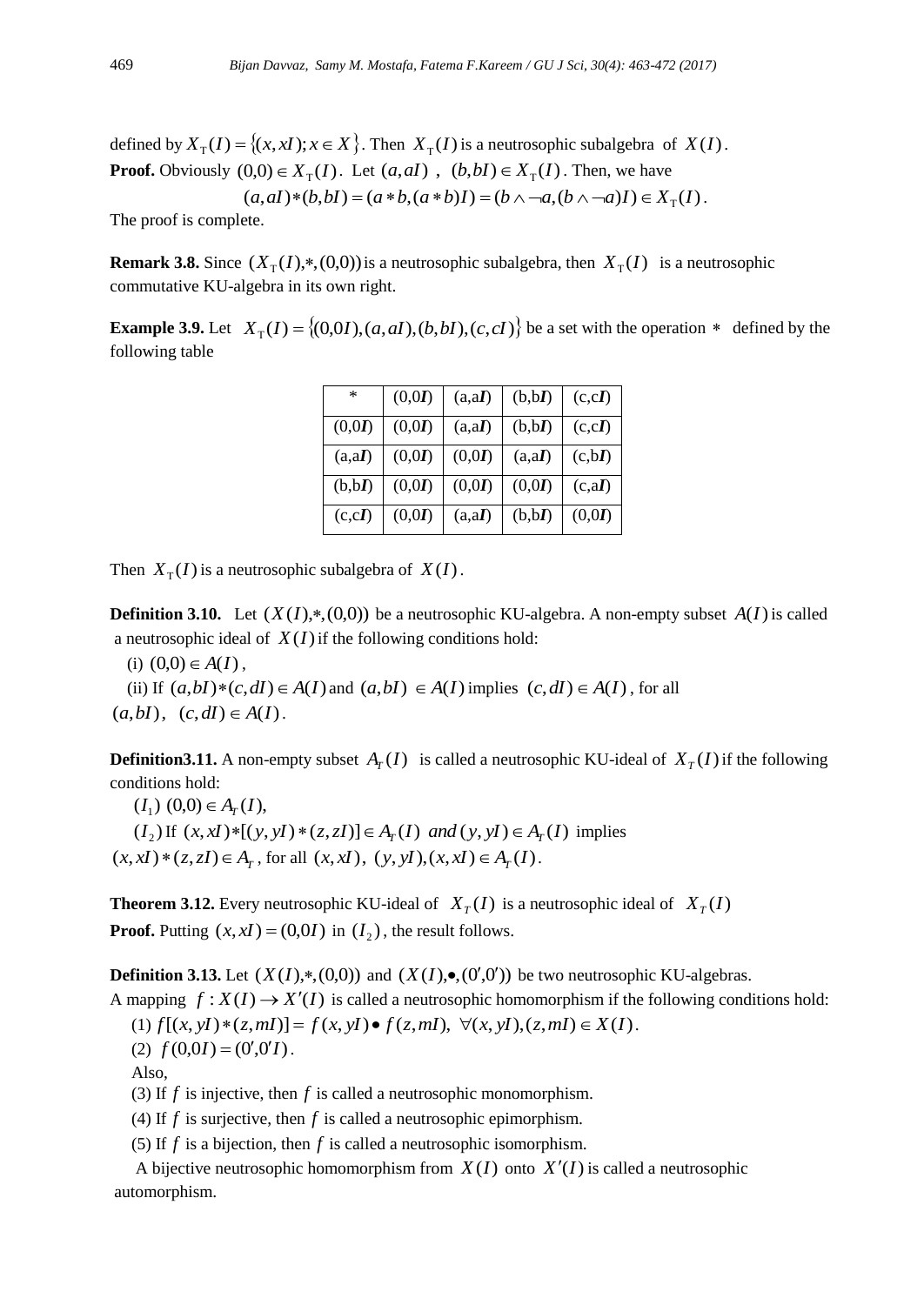defined by $X_{\mathrm{T}}(I)=\{(x,xI);x\in X\}$. Then $X_{\mathrm{T}}(I)$ is a neutrosophic subalgebra of $X(I)$.

**Proof.** Obviously $(0,0)\in X_{\mathrm{T}}(I)$. Let $(a,aI)$ , $(b,bI)\in X_{\mathrm{T}}(I)$. Then, we have

$$(a,aI)*(b,bI)=(a*b,(a*b)I)=(b\wedge\neg a,(b\wedge\neg a)I)\in X_{\mathrm{T}}(I).$$

The proof is complete.

**Remark 3.8.** Since $(X_{\mathrm{T}}(I),*,(0,0))$ is a neutrosophic subalgebra, then $X_{\mathrm{T}}(I)$ is a neutrosophic commutative KU-algebra in its own right.

**Example 3.9.** Let $X_{\mathrm{T}}(I)=\{(0,0I),(a,aI),(b,bI),(c,cI)\}$ be a set with the operation $*$ defined by the following table

| * | (0,0*I*) | (a,a*I*) | (b,b*I*) | (c,c*I*) |
|---|---|---|---|---|
| (0,0*I*) | (0,0*I*) | (a,a*I*) | (b,b*I*) | (c,c*I*) |
| (a,a*I*) | (0,0*I*) | (0,0*I*) | (a,a*I*) | (c,b*I*) |
| (b,b*I*) | (0,0*I*) | (0,0*I*) | (0,0*I*) | (c,a*I*) |
| (c,c*I*) | (0,0*I*) | (a,a*I*) | (b,b*I*) | (0,0*I*) |

Then $X_{\mathrm{T}}(I)$ is a neutrosophic subalgebra of $X(I)$.

**Definition 3.10.** Let $(X(I),*,(0,0))$ be a neutrosophic KU-algebra. A non-empty subset $A(I)$ is called a neutrosophic ideal of $X(I)$ if the following conditions hold:

(i) $(0,0)\in A(I)$,

(ii) If $(a,bI)*(c,dI)\in A(I)$ and $(a,bI)\in A(I)$ implies $(c,dI)\in A(I)$, for all $(a,bI)$, $(c,dI)\in A(I)$.

**Definition3.11.** A non-empty subset $A_T(I)$ is called a neutrosophic KU-ideal of $X_T(I)$ if the following conditions hold:

$(I_1)$ $(0,0)\in A_T(I)$,

$(I_2)$ If $(x,xI)*[(y,yI)*(z,zI)]\in A_T(I)$ *and* $(y,yI)\in A_T(I)$ implies $(x,xI)*(z,zI)\in A_T$, for all $(x,xI)$, $(y,yI),(x,xI)\in A_T(I)$.

**Theorem 3.12.** Every neutrosophic KU-ideal of $X_T(I)$ is a neutrosophic ideal of $X_T(I)$

**Proof.** Putting $(x,xI)=(0,0I)$ in $(I_2)$, the result follows.

**Definition 3.13.** Let $(X(I),*,(0,0))$ and $(X(I),\bullet,(0',0'))$ be two neutrosophic KU-algebras. A mapping $f:X(I)\rightarrow X'(I)$ is called a neutrosophic homomorphism if the following conditions hold:

(1) $f[(x,yI)*(z,mI)]=f(x,yI)\bullet f(z,mI),\ \forall(x,yI),(z,mI)\in X(I)$.

(2) $f(0,0I)=(0',0'I)$.

Also,

(3) If $f$ is injective, then $f$ is called a neutrosophic monomorphism.

(4) If $f$ is surjective, then $f$ is called a neutrosophic epimorphism.

(5) If $f$ is a bijection, then $f$ is called a neutrosophic isomorphism.

A bijective neutrosophic homomorphism from $X(I)$ onto $X'(I)$ is called a neutrosophic automorphism.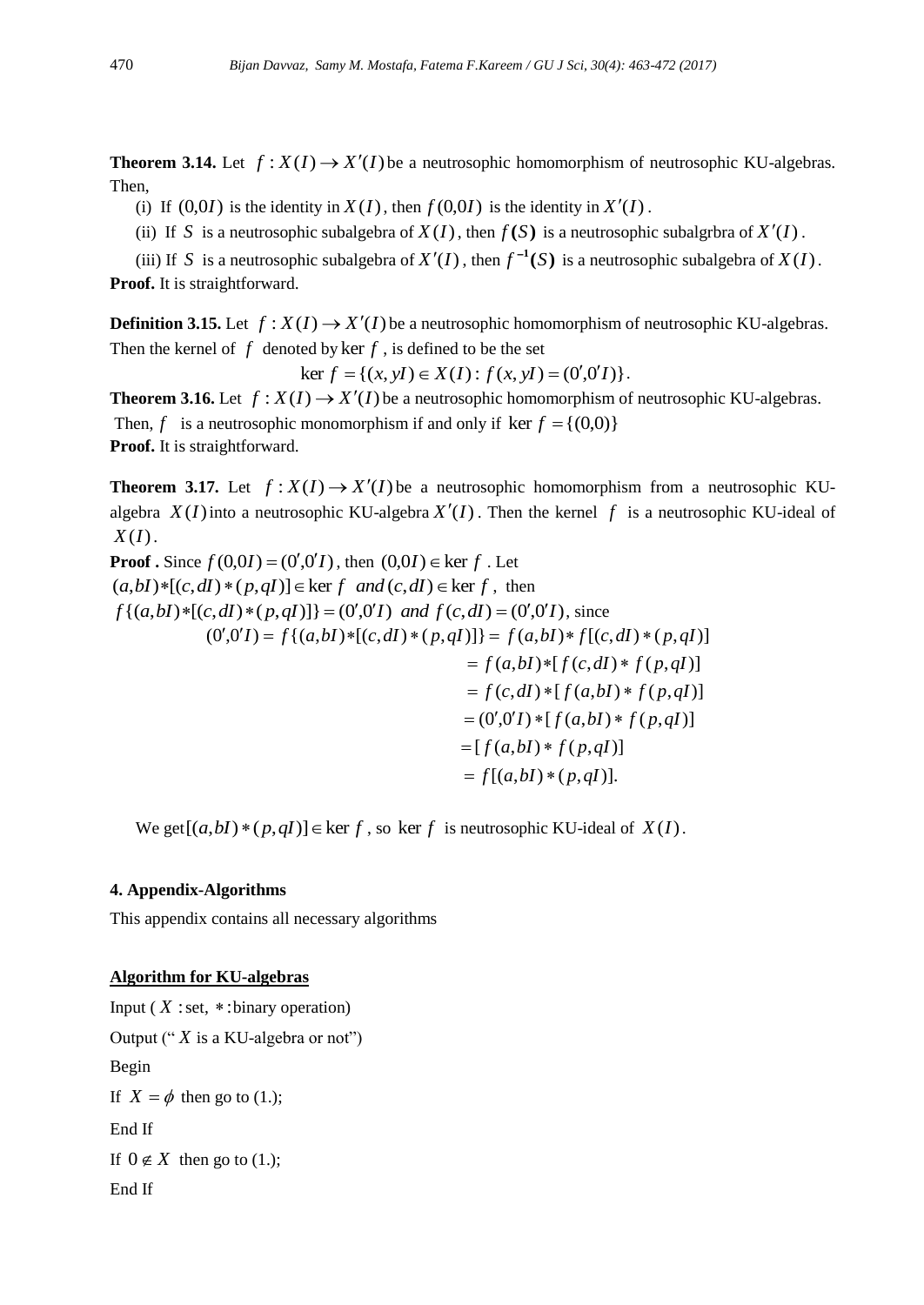**Theorem 3.14.** Let $f : X(I) \to X'(I)$ be a neutrosophic homomorphism of neutrosophic KU-algebras. Then,

(i) If $(0,0I)$ is the identity in $X(I)$, then $f(0,0I)$ is the identity in $X'(I)$.

(ii) If $S$ is a neutrosophic subalgebra of $X(I)$, then $f(S)$ is a neutrosophic subalgrbra of $X'(I)$.

(iii) If $S$ is a neutrosophic subalgebra of $X'(I)$, then $f^{-1}(S)$ is a neutrosophic subalgebra of $X(I)$.

**Proof.** It is straightforward.

**Definition 3.15.** Let $f : X(I) \to X'(I)$ be a neutrosophic homomorphism of neutrosophic KU-algebras. Then the kernel of $f$ denoted by $\ker f$, is defined to be the set

$$\ker f = \{(x, yI) \in X(I) : f(x, yI) = (0', 0'I)\}.$$

**Theorem 3.16.** Let $f : X(I) \to X'(I)$ be a neutrosophic homomorphism of neutrosophic KU-algebras. Then, $f$ is a neutrosophic monomorphism if and only if $\ker f = \{(0,0)\}$

**Proof.** It is straightforward.

**Theorem 3.17.** Let $f : X(I) \to X'(I)$ be a neutrosophic homomorphism from a neutrosophic KU-algebra $X(I)$ into a neutrosophic KU-algebra $X'(I)$. Then the kernel $f$ is a neutrosophic KU-ideal of $X(I)$.

**Proof .** Since $f(0,0I) = (0',0'I)$, then $(0,0I) \in \ker f$. Let $(a,bI)*[(c,dI)*(p,qI)] \in \ker f$ *and* $(c,dI) \in \ker f$, then $f\{(a,bI)*[(c,dI)*(p,qI)]\} = (0',0'I)$ *and* $f(c,dI) = (0',0'I)$, since

$$\begin{aligned}
(0',0'I) = f\{(a,bI)*[(c,dI)*(p,qI)]\} &= f(a,bI)*f[(c,dI)*(p,qI)] \\
&= f(a,bI)*[f(c,dI)*f(p,qI)] \\
&= f(c,dI)*[f(a,bI)*f(p,qI)] \\
&= (0',0'I)*[f(a,bI)*f(p,qI)] \\
&= [f(a,bI)*f(p,qI)] \\
&= f[(a,bI)*(p,qI)].
\end{aligned}$$

We get $[(a,bI)*(p,qI)] \in \ker f$, so $\ker f$ is neutrosophic KU-ideal of $X(I)$.

## 4. Appendix-Algorithms

This appendix contains all necessary algorithms

**Algorithm for KU-algebras**

Input ( $X$ : set, $*$ : binary operation)

Output (" $X$ is a KU-algebra or not")

Begin

If $X = \phi$ then go to (1.);

End If

If $0 \notin X$ then go to (1.);

End If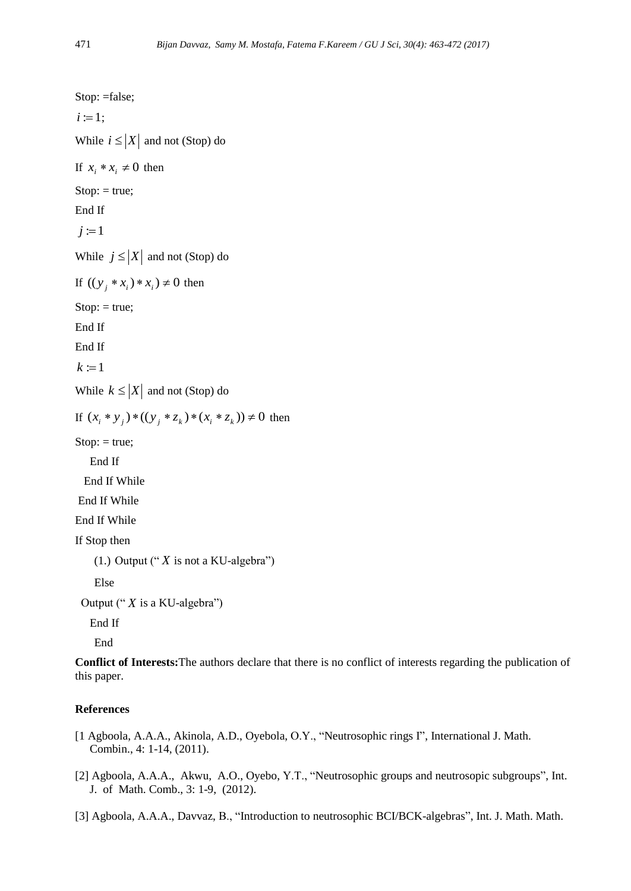Stop: =false;

$i := 1;$

While $i \leq |X|$ and not (Stop) do

If $x_i * x_i \neq 0$ then

Stop: = true;

End If

$j := 1$

While $j \leq |X|$ and not (Stop) do

If $((y_j * x_i) * x_i) \neq 0$ then

Stop: = true;

End If

End If

$k := 1$

While $k \leq |X|$ and not (Stop) do

If $(x_i * y_j) * ((y_j * z_k) * (x_i * z_k)) \neq 0$ then

Stop: = true;

End If

End If While

End If While

End If While

If Stop then

(1.) Output (" $X$ is not a KU-algebra")

Else

Output (" $X$ is a KU-algebra")

End If

End

**Conflict of Interests:** The authors declare that there is no conflict of interests regarding the publication of this paper.

**References**

[1 Agboola, A.A.A., Akinola, A.D., Oyebola, O.Y., "Neutrosophic rings I", International J. Math. Combin., 4: 1-14, (2011).

[2] Agboola, A.A.A., Akwu, A.O., Oyebo, Y.T., "Neutrosophic groups and neutrosopic subgroups", Int. J. of Math. Comb., 3: 1-9, (2012).

[3] Agboola, A.A.A., Davvaz, B., "Introduction to neutrosophic BCI/BCK-algebras", Int. J. Math. Math.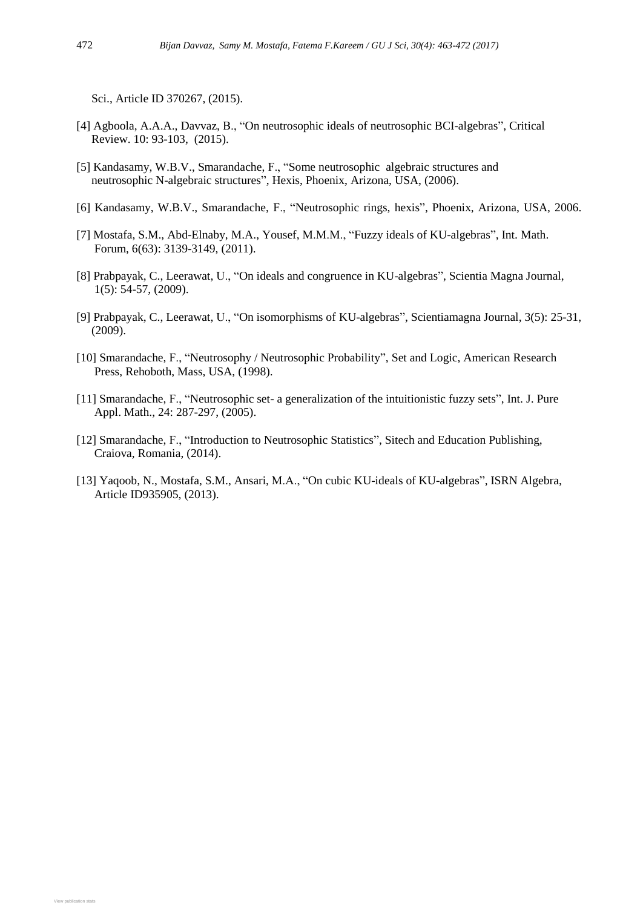Sci., Article ID 370267, (2015).

[4] Agboola, A.A.A., Davvaz, B., “On neutrosophic ideals of neutrosophic BCI-algebras”, Critical Review. 10: 93-103, (2015).

[5] Kandasamy, W.B.V., Smarandache, F., “Some neutrosophic algebraic structures and neutrosophic N-algebraic structures”, Hexis, Phoenix, Arizona, USA, (2006).

[6] Kandasamy, W.B.V., Smarandache, F., “Neutrosophic rings, hexis”, Phoenix, Arizona, USA, 2006.

[7] Mostafa, S.M., Abd-Elnaby, M.A., Yousef, M.M.M., “Fuzzy ideals of KU-algebras”, Int. Math. Forum, 6(63): 3139-3149, (2011).

[8] Prabpayak, C., Leerawat, U., “On ideals and congruence in KU-algebras”, Scientia Magna Journal, 1(5): 54-57, (2009).

[9] Prabpayak, C., Leerawat, U., “On isomorphisms of KU-algebras”, Scientiamagna Journal, 3(5): 25-31, (2009).

[10] Smarandache, F., “Neutrosophy / Neutrosophic Probability”, Set and Logic, American Research Press, Rehoboth, Mass, USA, (1998).

[11] Smarandache, F., “Neutrosophic set- a generalization of the intuitionistic fuzzy sets”, Int. J. Pure Appl. Math., 24: 287-297, (2005).

[12] Smarandache, F., “Introduction to Neutrosophic Statistics”, Sitech and Education Publishing, Craiova, Romania, (2014).

[13] Yaqoob, N., Mostafa, S.M., Ansari, M.A., “On cubic KU-ideals of KU-algebras”, ISRN Algebra, Article ID935905, (2013).